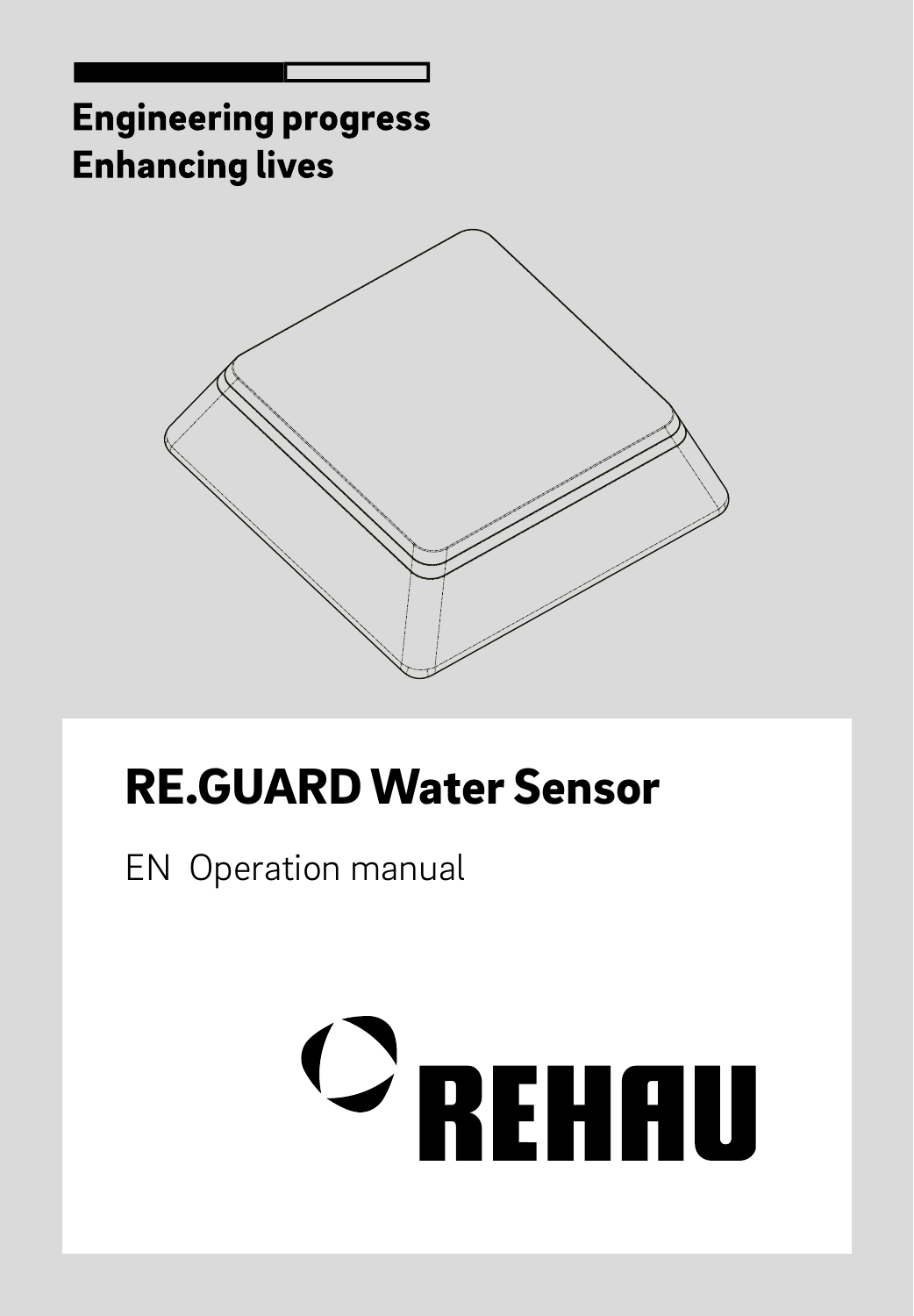Engineering progress
Enhancing lives

# RE.GUARD Water Sensor

EN Operation manual

REHAU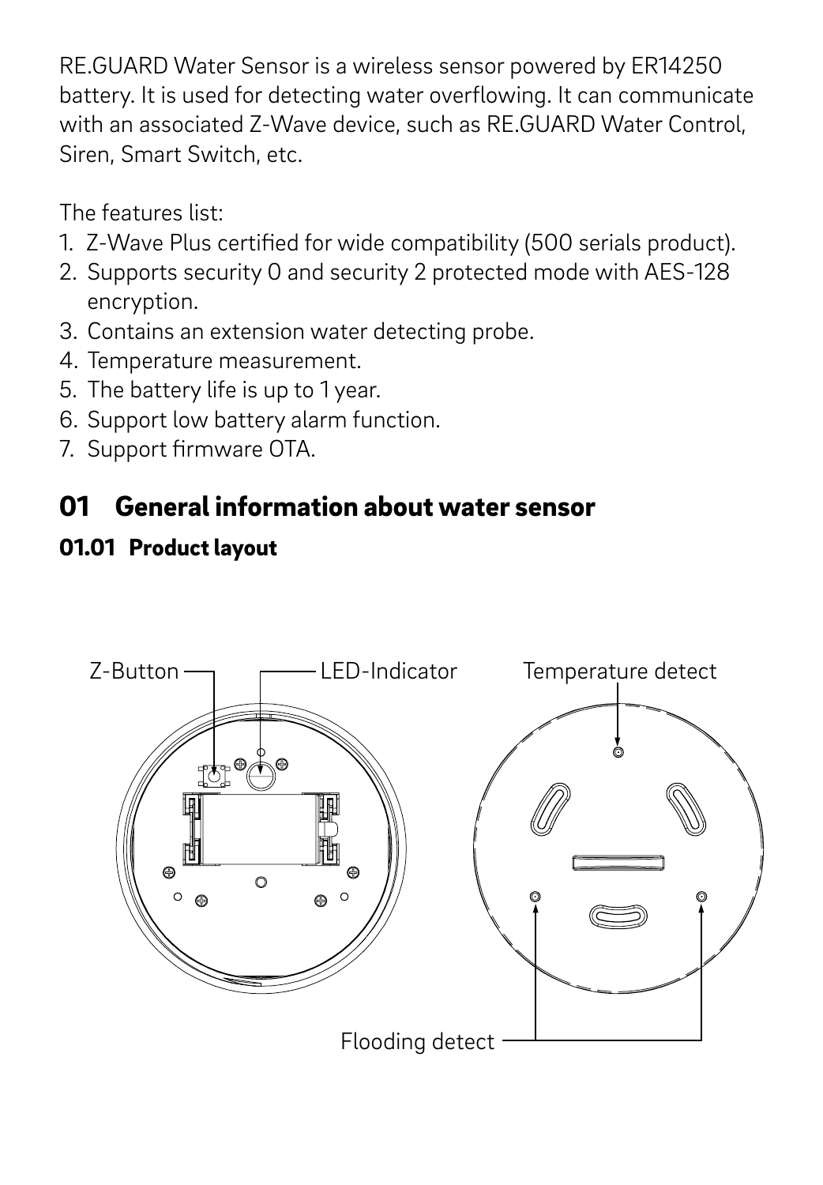RE.GUARD Water Sensor is a wireless sensor powered by ER14250 battery. It is used for detecting water overflowing. It can communicate with an associated Z-Wave device, such as RE.GUARD Water Control, Siren, Smart Switch, etc.

The features list:

1. Z-Wave Plus certified for wide compatibility (500 serials product).
2. Supports security 0 and security 2 protected mode with AES-128 encryption.
3. Contains an extension water detecting probe.
4. Temperature measurement.
5. The battery life is up to 1 year.
6. Support low battery alarm function.
7. Support firmware OTA.

# 01 General information about water sensor

## 01.01 Product layout

Z-Button

LED-Indicator

Temperature detect

Flooding detect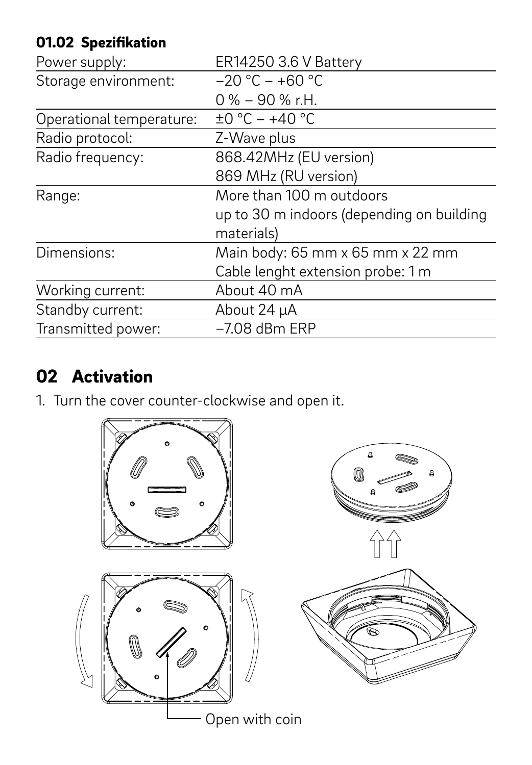### 01.02 Spezifikation

| Power supply: | ER14250 3.6 V Battery |
| --- | --- |
| Storage environment: | –20 °C – +60 °C<br>0 % – 90 % r.H. |
| Operational temperature: | ±0 °C – +40 °C |
| Radio protocol: | Z-Wave plus |
| Radio frequency: | 868.42MHz (EU version)<br>869 MHz (RU version) |
| Range: | More than 100 m outdoors<br>up to 30 m indoors (depending on building materials) |
| Dimensions: | Main body: 65 mm x 65 mm x 22 mm<br>Cable lenght extension probe: 1 m |
| Working current: | About 40 mA |
| Standby current: | About 24 µA |
| Transmitted power: | –7.08 dBm ERP |

## 02 Activation

1. Turn the cover counter-clockwise and open it.

Open with coin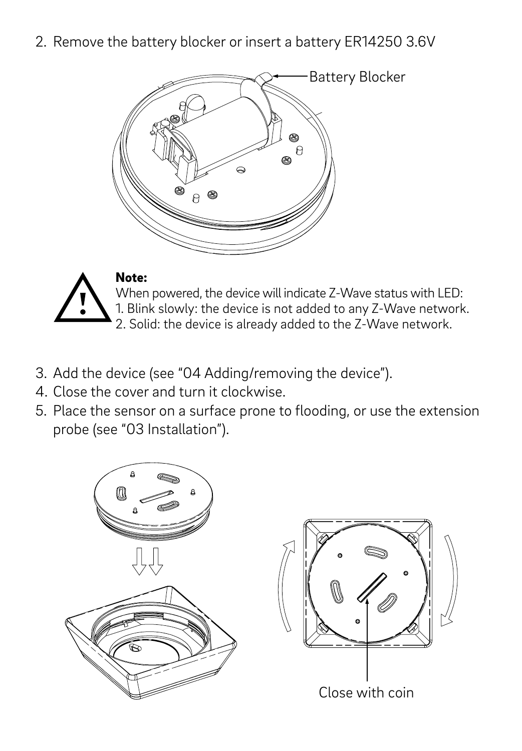2. Remove the battery blocker or insert a battery ER14250 3.6V

Battery Blocker

**Note:**
When powered, the device will indicate Z-Wave status with LED:
1. Blink slowly: the device is not added to any Z-Wave network.
2. Solid: the device is already added to the Z-Wave network.

3. Add the device (see "04 Adding/removing the device").
4. Close the cover and turn it clockwise.
5. Place the sensor on a surface prone to flooding, or use the extension probe (see "03 Installation").

Close with coin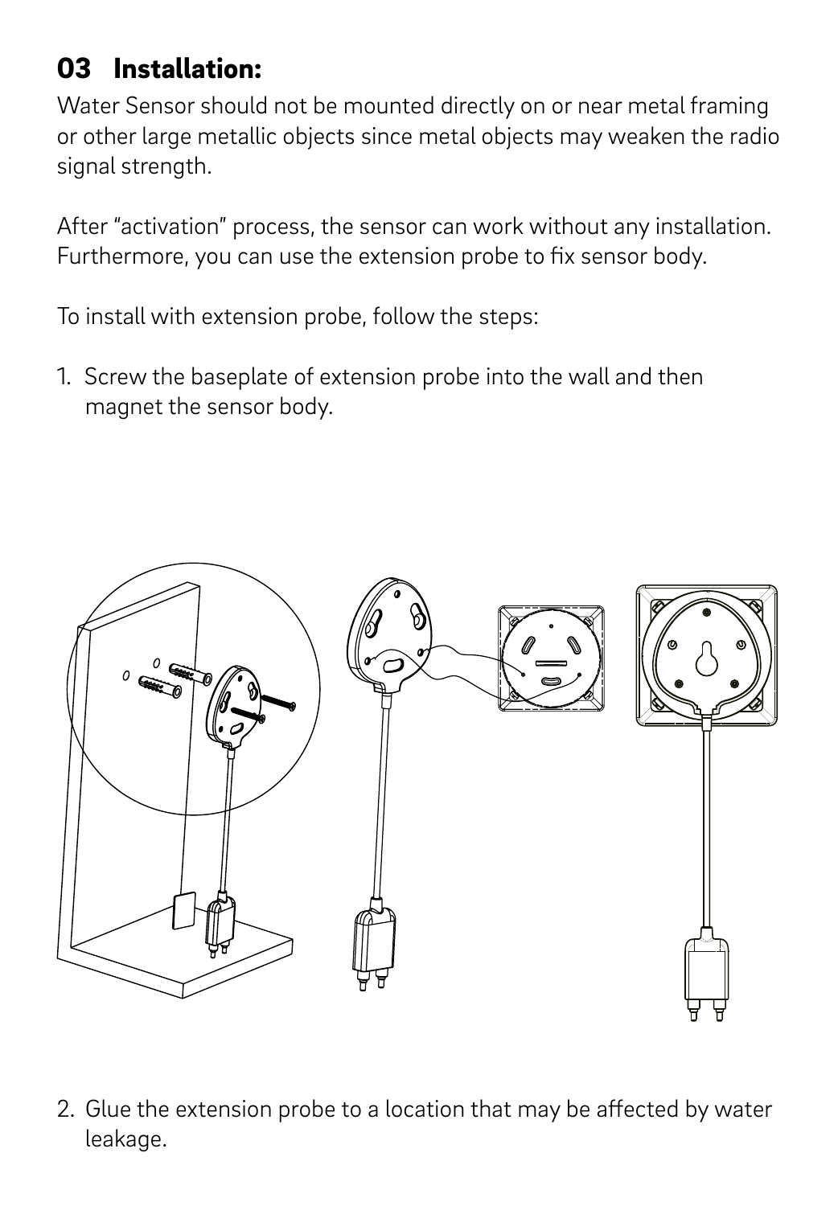## 03 Installation:

Water Sensor should not be mounted directly on or near metal framing or other large metallic objects since metal objects may weaken the radio signal strength.

After "activation" process, the sensor can work without any installation. Furthermore, you can use the extension probe to fix sensor body.

To install with extension probe, follow the steps:

1. Screw the baseplate of extension probe into the wall and then magnet the sensor body.

2. Glue the extension probe to a location that may be affected by water leakage.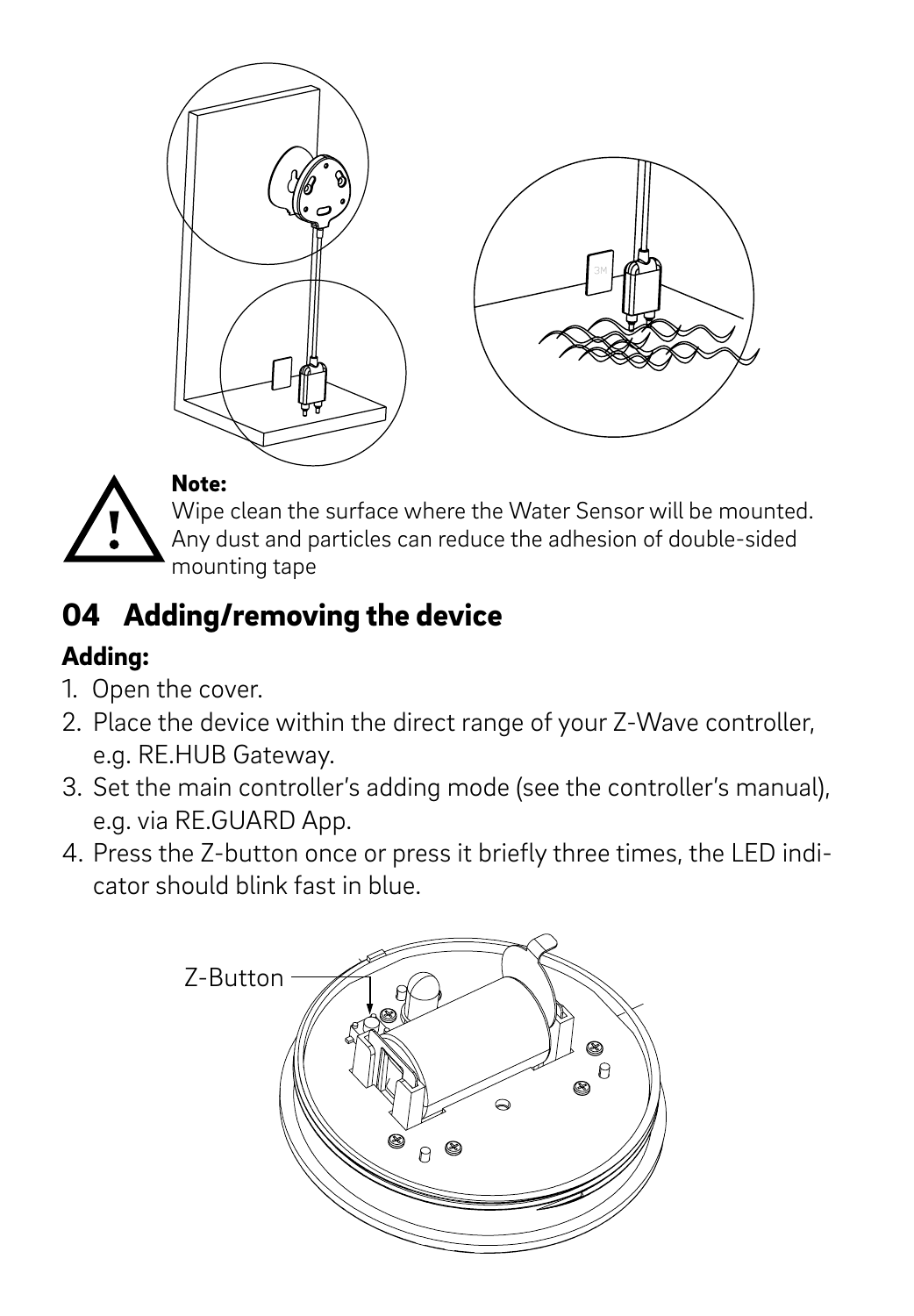**Note:**
Wipe clean the surface where the Water Sensor will be mounted. Any dust and particles can reduce the adhesion of double-sided mounting tape

## 04 Adding/removing the device

### Adding:

1. Open the cover.
2. Place the device within the direct range of your Z-Wave controller, e.g. RE.HUB Gateway.
3. Set the main controller's adding mode (see the controller's manual), e.g. via RE.GUARD App.
4. Press the Z-button once or press it briefly three times, the LED indicator should blink fast in blue.

Z-Button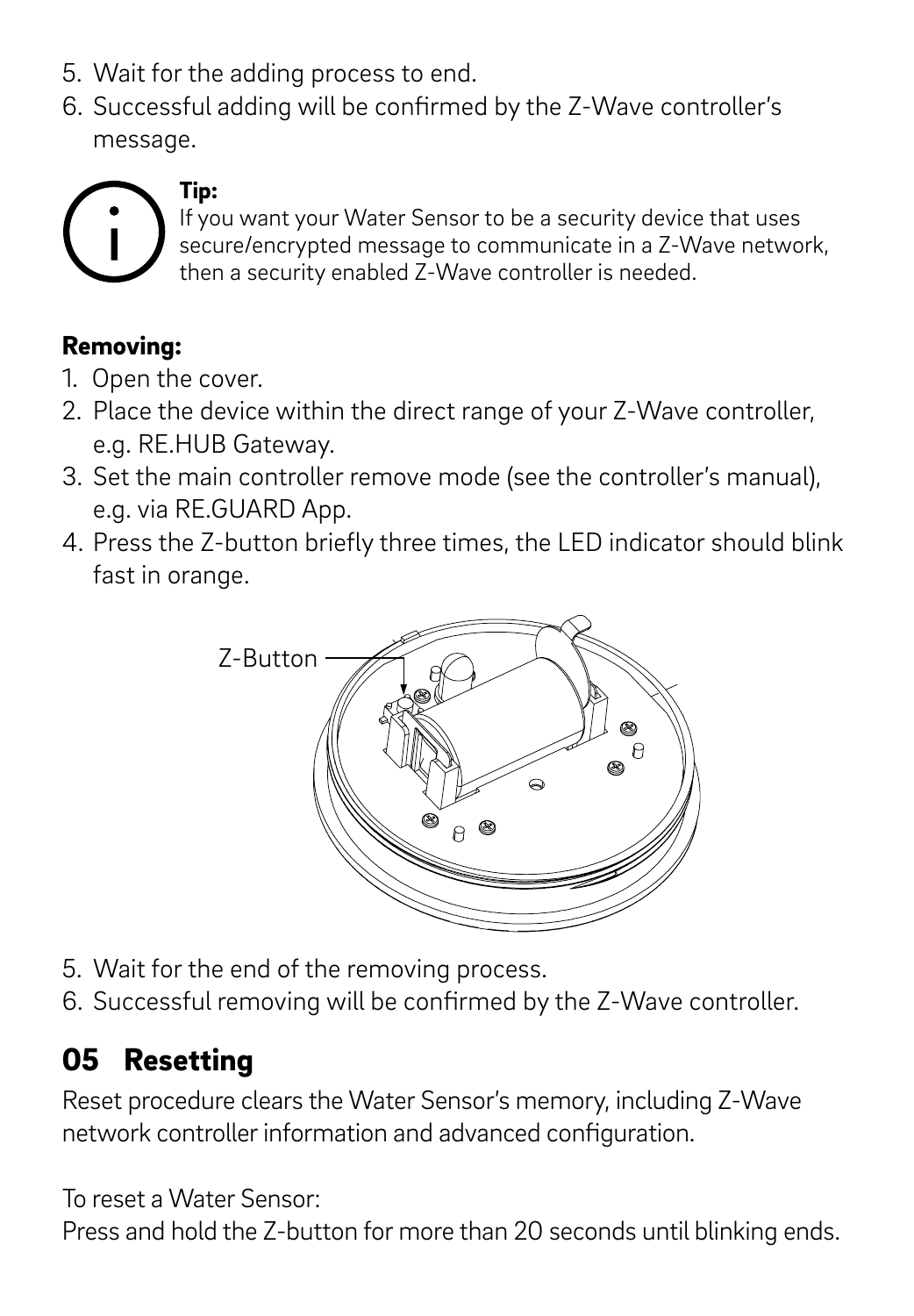5. Wait for the adding process to end.
6. Successful adding will be confirmed by the Z-Wave controller's message.

**Tip:**
If you want your Water Sensor to be a security device that uses secure/encrypted message to communicate in a Z-Wave network, then a security enabled Z-Wave controller is needed.

**Removing:**

1. Open the cover.
2. Place the device within the direct range of your Z-Wave controller, e.g. RE.HUB Gateway.
3. Set the main controller remove mode (see the controller's manual), e.g. via RE.GUARD App.
4. Press the Z-button briefly three times, the LED indicator should blink fast in orange.

Z-Button

5. Wait for the end of the removing process.
6. Successful removing will be confirmed by the Z-Wave controller.

## 05 Resetting

Reset procedure clears the Water Sensor's memory, including Z-Wave network controller information and advanced configuration.

To reset a Water Sensor:
Press and hold the Z-button for more than 20 seconds until blinking ends.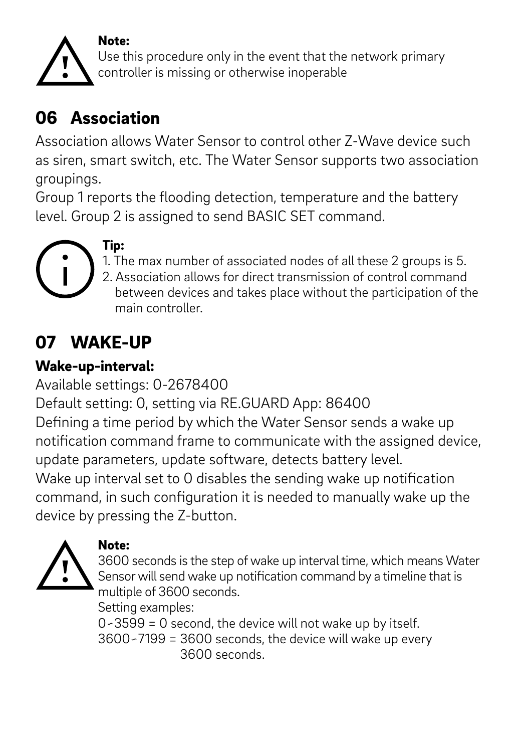**Note:**
Use this procedure only in the event that the network primary controller is missing or otherwise inoperable

## 06 Association

Association allows Water Sensor to control other Z-Wave device such as siren, smart switch, etc. The Water Sensor supports two association groupings.
Group 1 reports the flooding detection, temperature and the battery level. Group 2 is assigned to send BASIC SET command.

**Tip:**
1. The max number of associated nodes of all these 2 groups is 5.
2. Association allows for direct transmission of control command between devices and takes place without the participation of the main controller.

## 07 WAKE-UP

### Wake-up-interval:

Available settings: 0-2678400
Default setting: 0, setting via RE.GUARD App: 86400
Defining a time period by which the Water Sensor sends a wake up notification command frame to communicate with the assigned device, update parameters, update software, detects battery level.
Wake up interval set to 0 disables the sending wake up notification command, in such configuration it is needed to manually wake up the device by pressing the Z-button.

**Note:**
3600 seconds is the step of wake up interval time, which means Water Sensor will send wake up notification command by a timeline that is multiple of 3600 seconds.
Setting examples:
0~3599 = 0 second, the device will not wake up by itself.
3600~7199 = 3600 seconds, the device will wake up every 3600 seconds.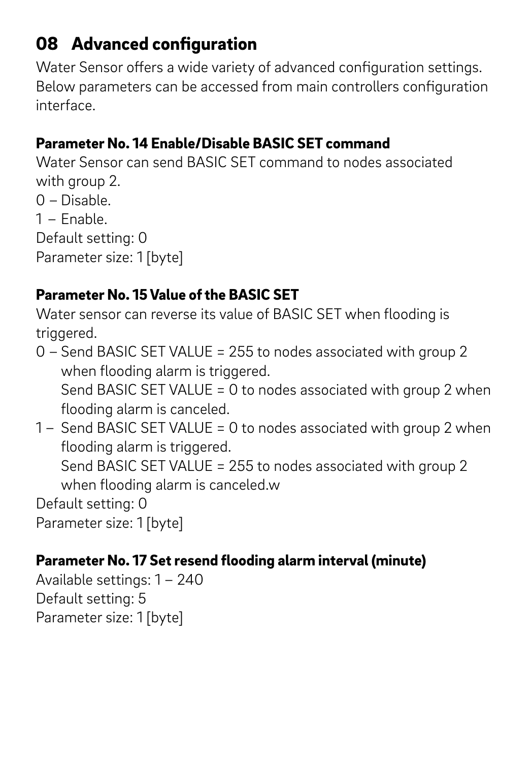## 08 Advanced configuration

Water Sensor offers a wide variety of advanced configuration settings. Below parameters can be accessed from main controllers configuration interface.

**Parameter No. 14 Enable/Disable BASIC SET command**

Water Sensor can send BASIC SET command to nodes associated with group 2.
0 – Disable.
1 – Enable.
Default setting: 0
Parameter size: 1 [byte]

**Parameter No. 15 Value of the BASIC SET**

Water sensor can reverse its value of BASIC SET when flooding is triggered.

0 – Send BASIC SET VALUE = 255 to nodes associated with group 2 when flooding alarm is triggered.
   Send BASIC SET VALUE = 0 to nodes associated with group 2 when flooding alarm is canceled.
1 – Send BASIC SET VALUE = 0 to nodes associated with group 2 when flooding alarm is triggered.
   Send BASIC SET VALUE = 255 to nodes associated with group 2 when flooding alarm is canceled.w

Default setting: 0
Parameter size: 1 [byte]

**Parameter No. 17 Set resend flooding alarm interval (minute)**

Available settings: 1 – 240
Default setting: 5
Parameter size: 1 [byte]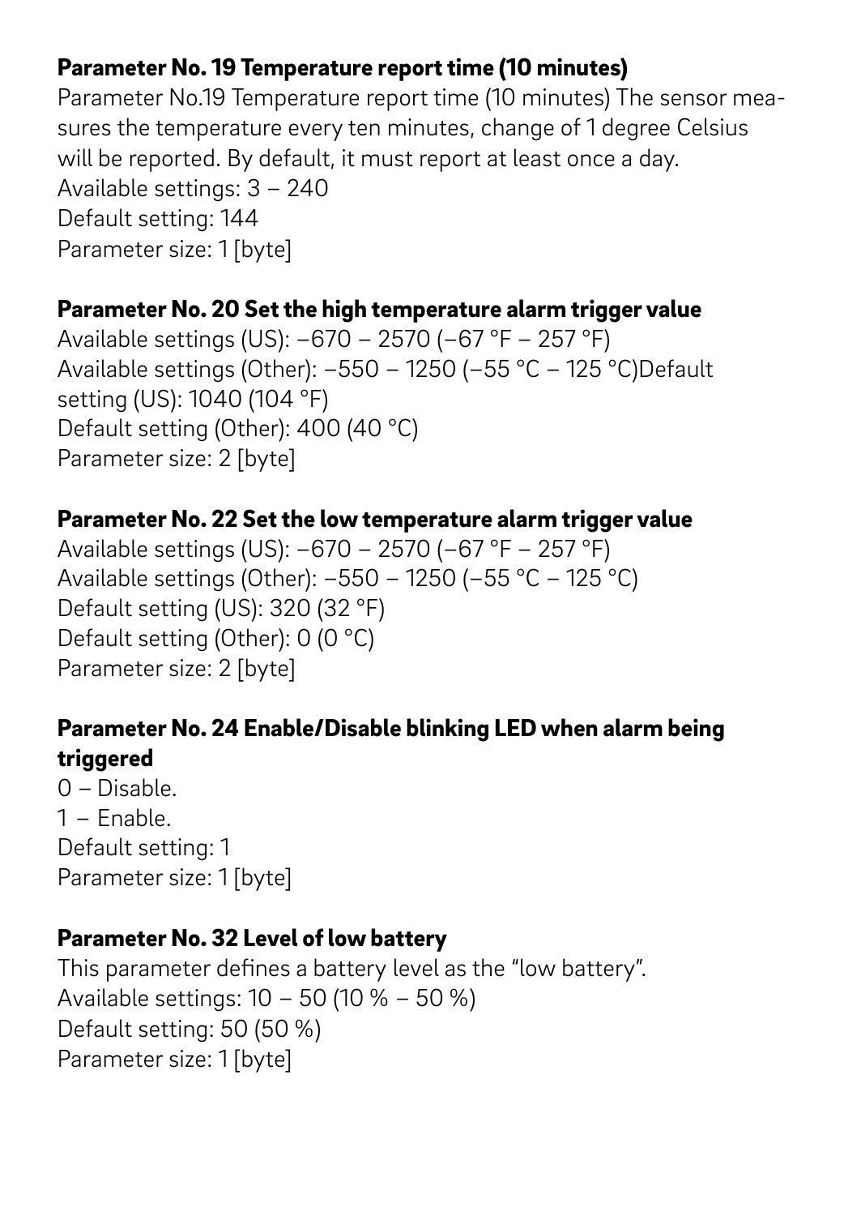### Parameter No. 19 Temperature report time (10 minutes)

Parameter No.19 Temperature report time (10 minutes) The sensor measures the temperature every ten minutes, change of 1 degree Celsius will be reported. By default, it must report at least once a day.
Available settings: 3 – 240
Default setting: 144
Parameter size: 1 [byte]

### Parameter No. 20 Set the high temperature alarm trigger value

Available settings (US): –670 – 2570 (–67 °F – 257 °F)
Available settings (Other): –550 – 1250 (–55 °C – 125 °C)Default setting (US): 1040 (104 °F)
Default setting (Other): 400 (40 °C)
Parameter size: 2 [byte]

### Parameter No. 22 Set the low temperature alarm trigger value

Available settings (US): –670 – 2570 (–67 °F – 257 °F)
Available settings (Other): –550 – 1250 (–55 °C – 125 °C)
Default setting (US): 320 (32 °F)
Default setting (Other): 0 (0 °C)
Parameter size: 2 [byte]

### Parameter No. 24 Enable/Disable blinking LED when alarm being triggered

0 – Disable.
1 – Enable.
Default setting: 1
Parameter size: 1 [byte]

### Parameter No. 32 Level of low battery

This parameter defines a battery level as the "low battery".
Available settings: 10 – 50 (10 % – 50 %)
Default setting: 50 (50 %)
Parameter size: 1 [byte]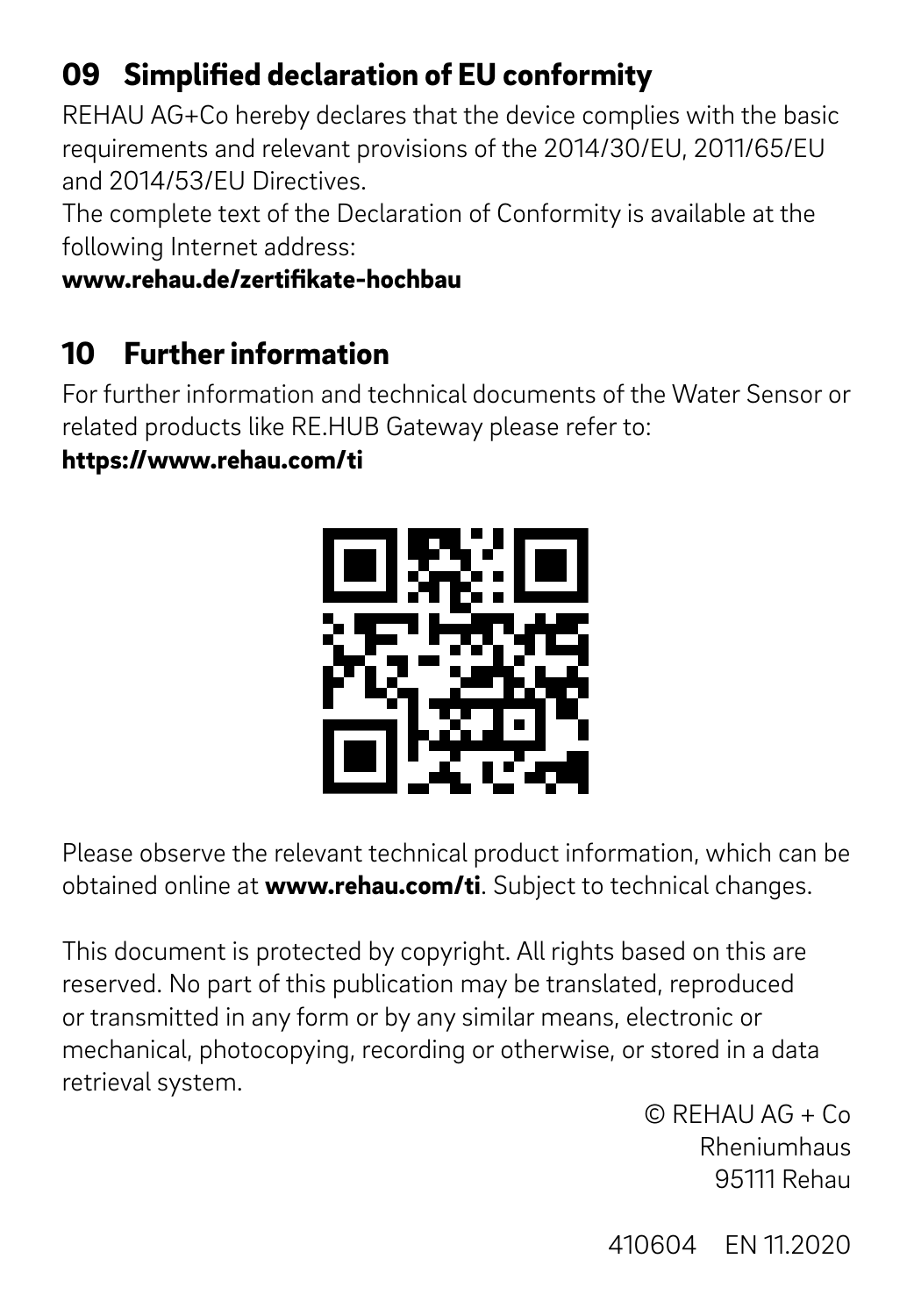## 09 Simplified declaration of EU conformity

REHAU AG+Co hereby declares that the device complies with the basic requirements and relevant provisions of the 2014/30/EU, 2011/65/EU and 2014/53/EU Directives.
The complete text of the Declaration of Conformity is available at the following Internet address:
**www.rehau.de/zertifikate-hochbau**

## 10 Further information

For further information and technical documents of the Water Sensor or related products like RE.HUB Gateway please refer to:
**https://www.rehau.com/ti**

Please observe the relevant technical product information, which can be obtained online at **www.rehau.com/ti**. Subject to technical changes.

This document is protected by copyright. All rights based on this are reserved. No part of this publication may be translated, reproduced or transmitted in any form or by any similar means, electronic or mechanical, photocopying, recording or otherwise, or stored in a data retrieval system.

© REHAU AG + Co
Rheniumhaus
95111 Rehau

410604 EN 11.2020